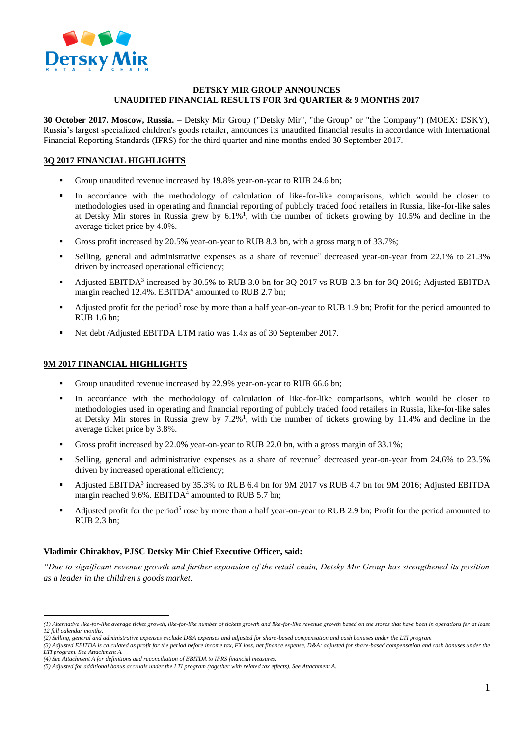**DETSKY MIR GROUP ANNOUNCES**
**UNAUDITED FINANCIAL RESULTS FOR 3rd QUARTER & 9 MONTHS 2017**

**30 October 2017. Moscow, Russia. –** Detsky Mir Group ("Detsky Mir", "the Group" or "the Company") (MOEX: DSKY), Russia's largest specialized children's goods retailer, announces its unaudited financial results in accordance with International Financial Reporting Standards (IFRS) for the third quarter and nine months ended 30 September 2017.

## 3Q 2017 FINANCIAL HIGHLIGHTS

- Group unaudited revenue increased by 19.8% year-on-year to RUB 24.6 bn;
- In accordance with the methodology of calculation of like-for-like comparisons, which would be closer to methodologies used in operating and financial reporting of publicly traded food retailers in Russia, like-for-like sales at Detsky Mir stores in Russia grew by 6.1%[1], with the number of tickets growing by 10.5% and decline in the average ticket price by 4.0%.
- Gross profit increased by 20.5% year-on-year to RUB 8.3 bn, with a gross margin of 33.7%;
- Selling, general and administrative expenses as a share of revenue[2] decreased year-on-year from 22.1% to 21.3% driven by increased operational efficiency;
- Adjusted EBITDA[3] increased by 30.5% to RUB 3.0 bn for 3Q 2017 vs RUB 2.3 bn for 3Q 2016; Adjusted EBITDA margin reached 12.4%. EBITDA[4] amounted to RUB 2.7 bn;
- Adjusted profit for the period[5] rose by more than a half year-on-year to RUB 1.9 bn; Profit for the period amounted to RUB 1.6 bn;
- Net debt /Adjusted EBITDA LTM ratio was 1.4x as of 30 September 2017.

## 9M 2017 FINANCIAL HIGHLIGHTS

- Group unaudited revenue increased by 22.9% year-on-year to RUB 66.6 bn;
- In accordance with the methodology of calculation of like-for-like comparisons, which would be closer to methodologies used in operating and financial reporting of publicly traded food retailers in Russia, like-for-like sales at Detsky Mir stores in Russia grew by 7.2%[1], with the number of tickets growing by 11.4% and decline in the average ticket price by 3.8%.
- Gross profit increased by 22.0% year-on-year to RUB 22.0 bn, with a gross margin of 33.1%;
- Selling, general and administrative expenses as a share of revenue[2] decreased year-on-year from 24.6% to 23.5% driven by increased operational efficiency;
- Adjusted EBITDA[3] increased by 35.3% to RUB 6.4 bn for 9M 2017 vs RUB 4.7 bn for 9M 2016; Adjusted EBITDA margin reached 9.6%. EBITDA[4] amounted to RUB 5.7 bn;
- Adjusted profit for the period[5] rose by more than a half year-on-year to RUB 2.9 bn; Profit for the period amounted to RUB 2.3 bn;

**Vladimir Chirakhov, PJSC Detsky Mir Chief Executive Officer, said:**

*"Due to significant revenue growth and further expansion of the retail chain, Detsky Mir Group has strengthened its position as a leader in the children's goods market.*

---

*(1) Alternative like-for-like average ticket growth, like-for-like number of tickets growth and like-for-like revenue growth based on the stores that have been in operations for at least 12 full calendar months.*
*(2) Selling, general and administrative expenses exclude D&A expenses and adjusted for share-based compensation and cash bonuses under the LTI program*
*(3) Adjusted EBITDA is calculated as profit for the period before income tax, FX loss, net finance expense, D&A; adjusted for share-based compensation and cash bonuses under the LTI program. See Attachment A.*
*(4) See Attachment A for definitions and reconciliation of EBITDA to IFRS financial measures.*
*(5) Adjusted for additional bonus accruals under the LTI program (together with related tax effects). See Attachment A.*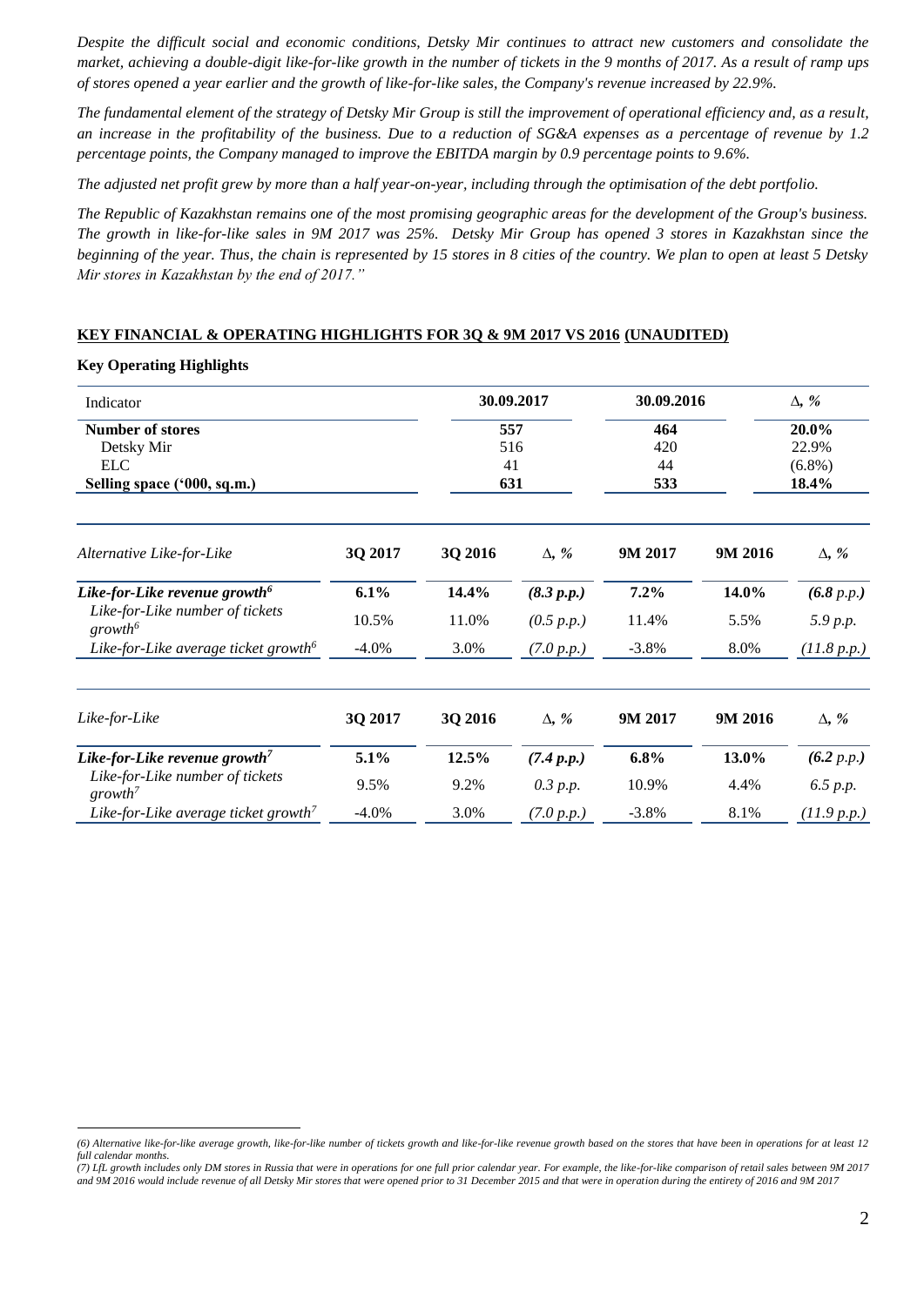*Despite the difficult social and economic conditions, Detsky Mir continues to attract new customers and consolidate the market, achieving a double-digit like-for-like growth in the number of tickets in the 9 months of 2017. As a result of ramp ups of stores opened a year earlier and the growth of like-for-like sales, the Company's revenue increased by 22.9%.*

*The fundamental element of the strategy of Detsky Mir Group is still the improvement of operational efficiency and, as a result, an increase in the profitability of the business. Due to a reduction of SG&A expenses as a percentage of revenue by 1.2 percentage points, the Company managed to improve the EBITDA margin by 0.9 percentage points to 9.6%.*

*The adjusted net profit grew by more than a half year-on-year, including through the optimisation of the debt portfolio.*

*The Republic of Kazakhstan remains one of the most promising geographic areas for the development of the Group's business. The growth in like-for-like sales in 9M 2017 was 25%. Detsky Mir Group has opened 3 stores in Kazakhstan since the beginning of the year. Thus, the chain is represented by 15 stores in 8 cities of the country. We plan to open at least 5 Detsky Mir stores in Kazakhstan by the end of 2017."*

## KEY FINANCIAL & OPERATING HIGHLIGHTS FOR 3Q & 9M 2017 VS 2016 (UNAUDITED)

**Key Operating Highlights**

| Indicator | 30.09.2017 | 30.09.2016 | Δ, % |
|---|---|---|---|
| **Number of stores** | **557** | **464** | **20.0%** |
| Detsky Mir | 516 | 420 | 22.9% |
| ELC | 41 | 44 | (6.8%) |
| **Selling space ('000, sq.m.)** | **631** | **533** | **18.4%** |

| *Alternative Like-for-Like* | 3Q 2017 | 3Q 2016 | Δ, % | 9M 2017 | 9M 2016 | Δ, % |
|---|---|---|---|---|---|---|
| ***Like-for-Like revenue growth*[6]** | **6.1%** | **14.4%** | ***(8.3 p.p.)*** | **7.2%** | **14.0%** | ***(6.8 p.p.)*** |
| *Like-for-Like number of tickets growth*[6] | 10.5% | 11.0% | *(0.5 p.p.)* | 11.4% | 5.5% | *5.9 p.p.* |
| *Like-for-Like average ticket growth*[6] | -4.0% | 3.0% | *(7.0 p.p.)* | -3.8% | 8.0% | *(11.8 p.p.)* |

| *Like-for-Like* | 3Q 2017 | 3Q 2016 | Δ, % | 9M 2017 | 9M 2016 | Δ, % |
|---|---|---|---|---|---|---|
| ***Like-for-Like revenue growth*[7]** | **5.1%** | **12.5%** | ***(7.4 p.p.)*** | **6.8%** | **13.0%** | ***(6.2 p.p.)*** |
| *Like-for-Like number of tickets growth*[7] | 9.5% | 9.2% | *0.3 p.p.* | 10.9% | 4.4% | *6.5 p.p.* |
| *Like-for-Like average ticket growth*[7] | -4.0% | 3.0% | *(7.0 p.p.)* | -3.8% | 8.1% | *(11.9 p.p.)* |

*(6) Alternative like-for-like average growth, like-for-like number of tickets growth and like-for-like revenue growth based on the stores that have been in operations for at least 12 full calendar months.*

*(7) LfL growth includes only DM stores in Russia that were in operations for one full prior calendar year. For example, the like-for-like comparison of retail sales between 9M 2017 and 9M 2016 would include revenue of all Detsky Mir stores that were opened prior to 31 December 2015 and that were in operation during the entirety of 2016 and 9M 2017*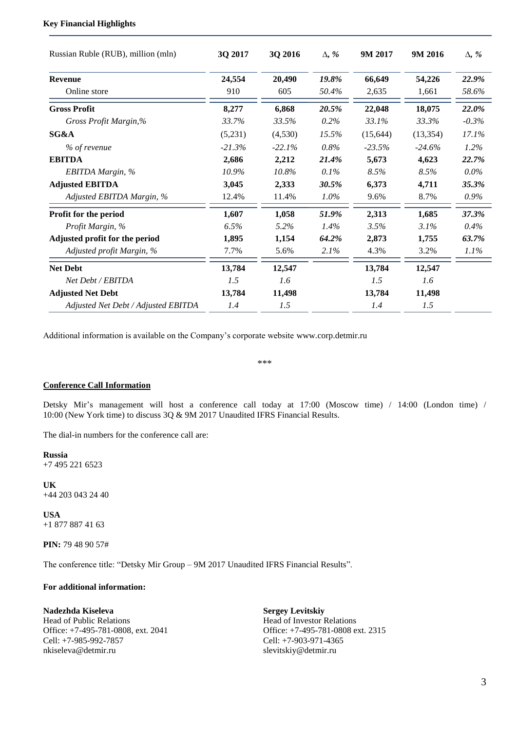**Key Financial Highlights**

| Russian Ruble (RUB), million (mln) | 3Q 2017 | 3Q 2016 | Δ, % | 9M 2017 | 9M 2016 | Δ, % |
|---|---|---|---|---|---|---|
| **Revenue** | **24,554** | **20,490** | ***19.8%*** | **66,649** | **54,226** | ***22.9%*** |
| Online store | 910 | 605 | *50.4%* | 2,635 | 1,661 | *58.6%* |
| **Gross Profit** | **8,277** | **6,868** | ***20.5%*** | **22,048** | **18,075** | ***22.0%*** |
| *Gross Profit Margin,%* | *33.7%* | *33.5%* | *0.2%* | *33.1%* | *33.3%* | *-0.3%* |
| **SG&A** | (5,231) | (4,530) | *15.5%* | (15,644) | (13,354) | *17.1%* |
| *% of revenue* | *-21.3%* | *-22.1%* | *0.8%* | *-23.5%* | *-24.6%* | *1.2%* |
| **EBITDA** | **2,686** | **2,212** | ***21.4%*** | **5,673** | **4,623** | ***22.7%*** |
| *EBITDA Margin, %* | *10.9%* | *10.8%* | *0.1%* | *8.5%* | *8.5%* | *0.0%* |
| **Adjusted EBITDA** | **3,045** | **2,333** | ***30.5%*** | **6,373** | **4,711** | ***35.3%*** |
| *Adjusted EBITDA Margin, %* | 12.4% | 11.4% | *1.0%* | 9.6% | 8.7% | *0.9%* |
| **Profit for the period** | **1,607** | **1,058** | ***51.9%*** | **2,313** | **1,685** | ***37.3%*** |
| *Profit Margin, %* | *6.5%* | *5.2%* | *1.4%* | *3.5%* | *3.1%* | *0.4%* |
| **Adjusted profit for the period** | **1,895** | **1,154** | ***64.2%*** | **2,873** | **1,755** | ***63.7%*** |
| *Adjusted profit Margin, %* | 7.7% | 5.6% | *2.1%* | 4.3% | 3.2% | *1.1%* |
| **Net Debt** | **13,784** | **12,547** | | **13,784** | **12,547** | |
| *Net Debt / EBITDA* | *1.5* | *1.6* | | *1.5* | *1.6* | |
| **Adjusted Net Debt** | **13,784** | **11,498** | | **13,784** | **11,498** | |
| *Adjusted Net Debt / Adjusted EBITDA* | *1.4* | *1.5* | | *1.4* | *1.5* | |

Additional information is available on the Company's corporate website www.corp.detmir.ru

\*\*\*

**Conference Call Information**

Detsky Mir's management will host a conference call today at 17:00 (Moscow time) / 14:00 (London time) / 10:00 (New York time) to discuss 3Q & 9M 2017 Unaudited IFRS Financial Results.

The dial-in numbers for the conference call are:

**Russia**
+7 495 221 6523

**UK**
+44 203 043 24 40

**USA**
+1 877 887 41 63

**PIN:** 79 48 90 57#

The conference title: "Detsky Mir Group – 9M 2017 Unaudited IFRS Financial Results".

**For additional information:**

**Nadezhda Kiseleva**
Head of Public Relations
Office: +7-495-781-0808, ext. 2041
Cell: +7-985-992-7857
nkiseleva@detmir.ru

**Sergey Levitskiy**
Head of Investor Relations
Office: +7-495-781-0808 ext. 2315
Cell: +7-903-971-4365
slevitskiy@detmir.ru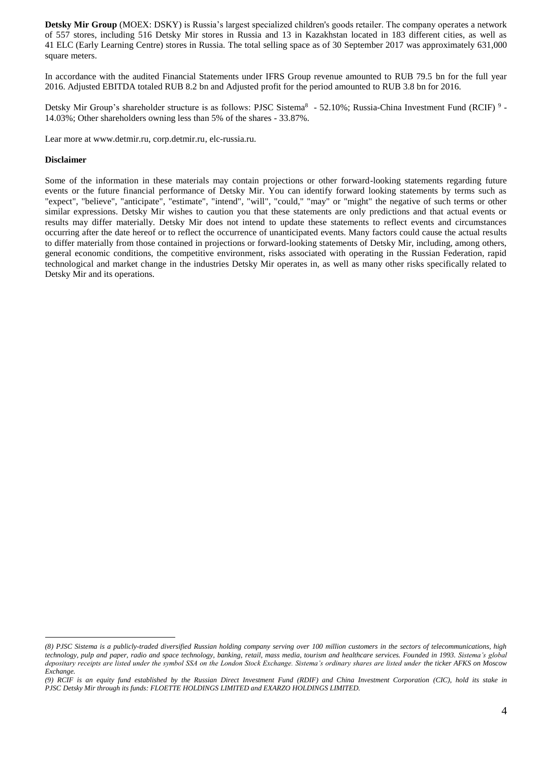**Detsky Mir Group** (MOEX: DSKY) is Russia's largest specialized children's goods retailer. The company operates a network of 557 stores, including 516 Detsky Mir stores in Russia and 13 in Kazakhstan located in 183 different cities, as well as 41 ELC (Early Learning Centre) stores in Russia. The total selling space as of 30 September 2017 was approximately 631,000 square meters.

In accordance with the audited Financial Statements under IFRS Group revenue amounted to RUB 79.5 bn for the full year 2016. Adjusted EBITDA totaled RUB 8.2 bn and Adjusted profit for the period amounted to RUB 3.8 bn for 2016.

Detsky Mir Group's shareholder structure is as follows: PJSC Sistema[8] - 52.10%; Russia-China Investment Fund (RCIF) [9] - 14.03%; Other shareholders owning less than 5% of the shares - 33.87%.

Lear more at www.detmir.ru, corp.detmir.ru, elc-russia.ru.

**Disclaimer**

Some of the information in these materials may contain projections or other forward-looking statements regarding future events or the future financial performance of Detsky Mir. You can identify forward looking statements by terms such as "expect", "believe", "anticipate", "estimate", "intend", "will", "could," "may" or "might" the negative of such terms or other similar expressions. Detsky Mir wishes to caution you that these statements are only predictions and that actual events or results may differ materially. Detsky Mir does not intend to update these statements to reflect events and circumstances occurring after the date hereof or to reflect the occurrence of unanticipated events. Many factors could cause the actual results to differ materially from those contained in projections or forward-looking statements of Detsky Mir, including, among others, general economic conditions, the competitive environment, risks associated with operating in the Russian Federation, rapid technological and market change in the industries Detsky Mir operates in, as well as many other risks specifically related to Detsky Mir and its operations.

---

*(8) PJSC Sistema is a publicly-traded diversified Russian holding company serving over 100 million customers in the sectors of telecommunications, high technology, pulp and paper, radio and space technology, banking, retail, mass media, tourism and healthcare services. Founded in 1993. Sistema's global depositary receipts are listed under the symbol SSA on the London Stock Exchange. Sistema's ordinary shares are listed under the ticker AFKS on Moscow Exchange.*

*(9) RCIF is an equity fund established by the Russian Direct Investment Fund (RDIF) and China Investment Corporation (CIC), hold its stake in PJSC Detsky Mir through its funds: FLOETTE HOLDINGS LIMITED and EXARZO HOLDINGS LIMITED.*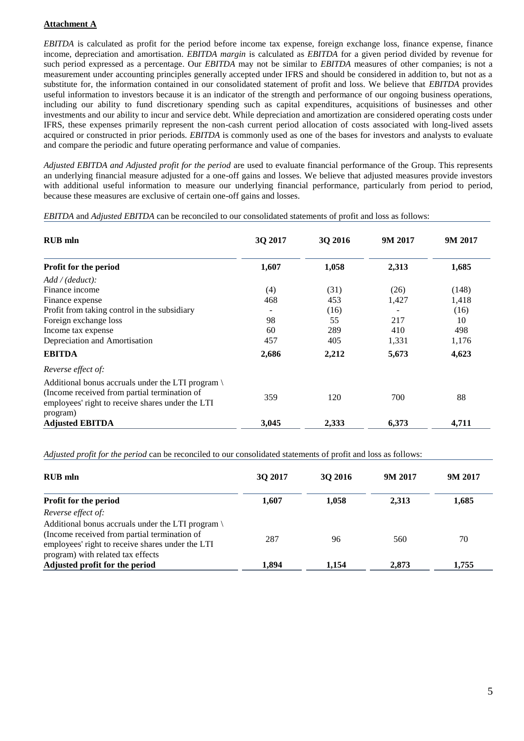**Attachment A**

*EBITDA* is calculated as profit for the period before income tax expense, foreign exchange loss, finance expense, finance income, depreciation and amortisation. *EBITDA margin* is calculated as *EBITDA* for a given period divided by revenue for such period expressed as a percentage. Our *EBITDA* may not be similar to *EBITDA* measures of other companies; is not a measurement under accounting principles generally accepted under IFRS and should be considered in addition to, but not as a substitute for, the information contained in our consolidated statement of profit and loss. We believe that *EBITDA* provides useful information to investors because it is an indicator of the strength and performance of our ongoing business operations, including our ability to fund discretionary spending such as capital expenditures, acquisitions of businesses and other investments and our ability to incur and service debt. While depreciation and amortization are considered operating costs under IFRS, these expenses primarily represent the non-cash current period allocation of costs associated with long-lived assets acquired or constructed in prior periods. *EBITDA* is commonly used as one of the bases for investors and analysts to evaluate and compare the periodic and future operating performance and value of companies.

*Adjusted EBITDA and Adjusted profit for the period* are used to evaluate financial performance of the Group. This represents an underlying financial measure adjusted for a one-off gains and losses. We believe that adjusted measures provide investors with additional useful information to measure our underlying financial performance, particularly from period to period, because these measures are exclusive of certain one-off gains and losses.

*EBITDA* and *Adjusted EBITDA* can be reconciled to our consolidated statements of profit and loss as follows:

| RUB mln | 3Q 2017 | 3Q 2016 | 9M 2017 | 9M 2017 |
|---|---|---|---|---|
| **Profit for the period** | **1,607** | **1,058** | **2,313** | **1,685** |
| *Add / (deduct):* | | | | |
| Finance income | (4) | (31) | (26) | (148) |
| Finance expense | 468 | 453 | 1,427 | 1,418 |
| Profit from taking control in the subsidiary | - | (16) | - | (16) |
| Foreign exchange loss | 98 | 55 | 217 | 10 |
| Income tax expense | 60 | 289 | 410 | 498 |
| Depreciation and Amortisation | 457 | 405 | 1,331 | 1,176 |
| **EBITDA** | **2,686** | **2,212** | **5,673** | **4,623** |
| *Reverse effect of:* | | | | |
| Additional bonus accruals under the LTI program \ (Income received from partial termination of employees' right to receive shares under the LTI program) | 359 | 120 | 700 | 88 |
| **Adjusted EBITDA** | **3,045** | **2,333** | **6,373** | **4,711** |

*Adjusted profit for the period* can be reconciled to our consolidated statements of profit and loss as follows:

| RUB mln | 3Q 2017 | 3Q 2016 | 9M 2017 | 9M 2017 |
|---|---|---|---|---|
| **Profit for the period** | **1,607** | **1,058** | **2,313** | **1,685** |
| *Reverse effect of:* | | | | |
| Additional bonus accruals under the LTI program \ (Income received from partial termination of employees' right to receive shares under the LTI program) with related tax effects | 287 | 96 | 560 | 70 |
| **Adjusted profit for the period** | **1,894** | **1,154** | **2,873** | **1,755** |